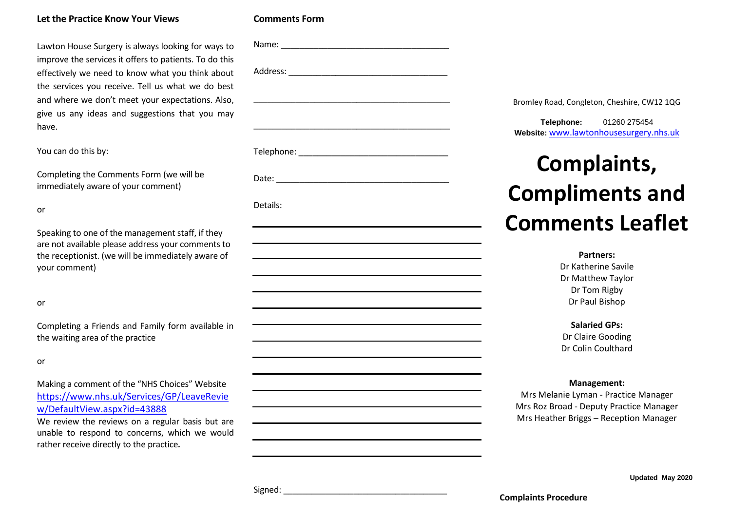## Let the Practice Know Your Views

Lawton House Surgery is always looking for ways to improve the services it offers to patients. To do this effectively we need to know what you think about the services you receive. Tell us what we do best and where we don't meet your expectations. Also, give us any ideas and suggestions that you may have.

You can do this by:

Completing the Comments Form (we will be immediately aware of your comment)

or

Speaking to one of the management staff, if they are not available please address your comments to the receptionist. (we will be immediately aware of your comment)

or

Completing a Friends and Family form available in the waiting area of the practice

or

Making a comment of the "NHS Choices" Website https://www.nhs.uk/Services/GP/LeaveReview/DefaultView.aspx?id=43888

We review the reviews on a regular basis but are unable to respond to concerns, which we would rather receive directly to the practice.

## Comments Form

Name: ___________________________________

Address: _________________________________

_________________________________________

_________________________________________

Telephone: _______________________________

Date: ____________________________________

Details:

_________________________________________

_________________________________________

_________________________________________

_________________________________________

_________________________________________

_________________________________________

_________________________________________

_________________________________________

_________________________________________

_________________________________________

_________________________________________

_________________________________________

_________________________________________

_________________________________________

_________________________________________

Signed: __________________________________

Bromley Road, Congleton, Cheshire, CW12 1QG

**Telephone:** 01260 275454
**Website:** www.lawtonhousesurgery.nhs.uk

# Complaints, Compliments and Comments Leaflet

**Partners:**
Dr Katherine Savile
Dr Matthew Taylor
Dr Tom Rigby
Dr Paul Bishop

**Salaried GPs:**
Dr Claire Gooding
Dr Colin Coulthard

**Management:**
Mrs Melanie Lyman - Practice Manager
Mrs Roz Broad - Deputy Practice Manager
Mrs Heather Briggs – Reception Manager

**Updated May 2020**

**Complaints Procedure**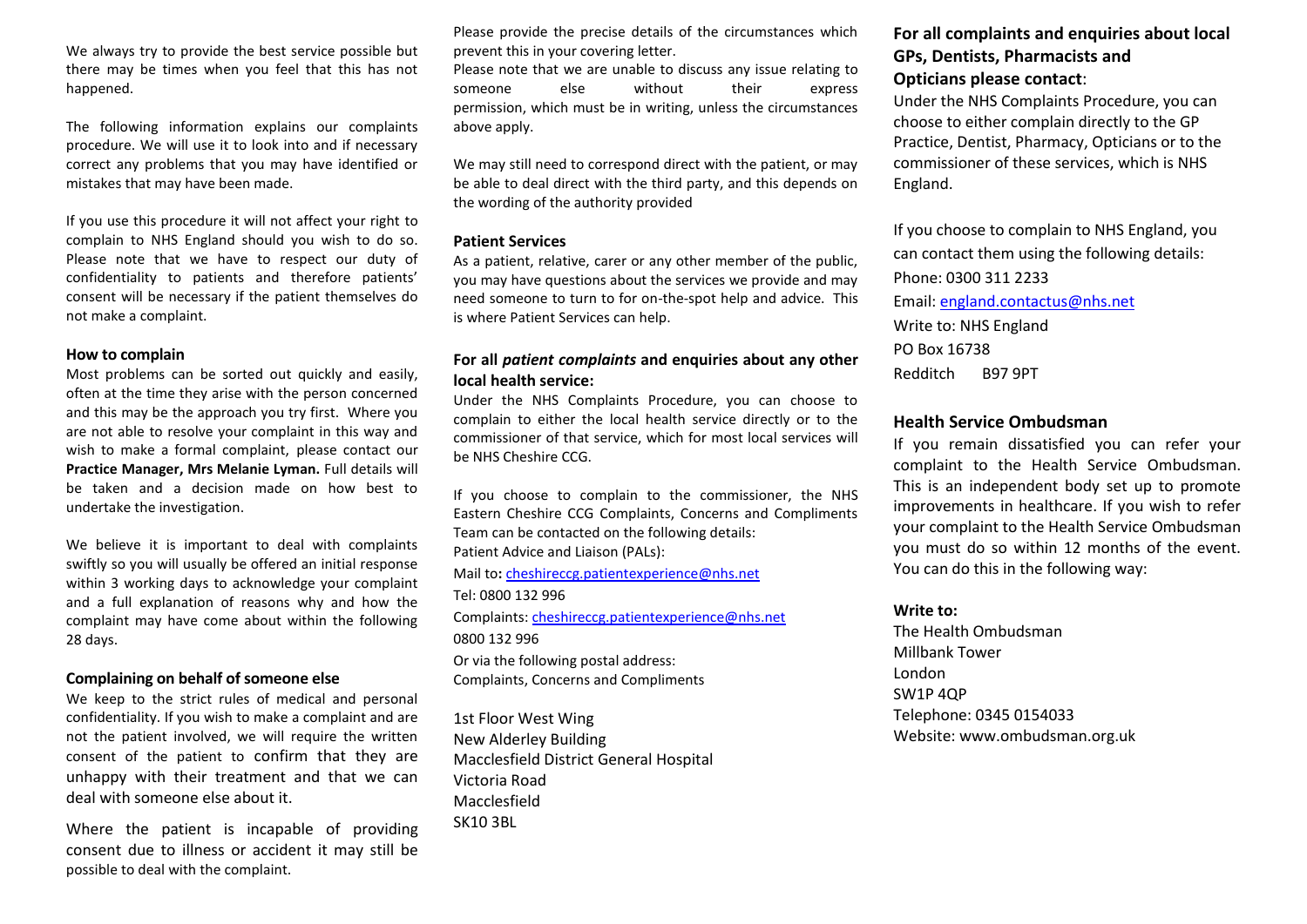We always try to provide the best service possible but there may be times when you feel that this has not happened.

The following information explains our complaints procedure. We will use it to look into and if necessary correct any problems that you may have identified or mistakes that may have been made.

If you use this procedure it will not affect your right to complain to NHS England should you wish to do so. Please note that we have to respect our duty of confidentiality to patients and therefore patients' consent will be necessary if the patient themselves do not make a complaint.

### How to complain

Most problems can be sorted out quickly and easily, often at the time they arise with the person concerned and this may be the approach you try first. Where you are not able to resolve your complaint in this way and wish to make a formal complaint, please contact our **Practice Manager, Mrs Melanie Lyman.** Full details will be taken and a decision made on how best to undertake the investigation.

We believe it is important to deal with complaints swiftly so you will usually be offered an initial response within 3 working days to acknowledge your complaint and a full explanation of reasons why and how the complaint may have come about within the following 28 days.

### Complaining on behalf of someone else

We keep to the strict rules of medical and personal confidentiality. If you wish to make a complaint and are not the patient involved, we will require the written consent of the patient to confirm that they are unhappy with their treatment and that we can deal with someone else about it.

Where the patient is incapable of providing consent due to illness or accident it may still be possible to deal with the complaint.

Please provide the precise details of the circumstances which prevent this in your covering letter.

Please note that we are unable to discuss any issue relating to someone else without their express permission, which must be in writing, unless the circumstances above apply.

We may still need to correspond direct with the patient, or may be able to deal direct with the third party, and this depends on the wording of the authority provided

### Patient Services

As a patient, relative, carer or any other member of the public, you may have questions about the services we provide and may need someone to turn to for on-the-spot help and advice. This is where Patient Services can help.

### For all *patient complaints* and enquiries about any other local health service:

Under the NHS Complaints Procedure, you can choose to complain to either the local health service directly or to the commissioner of that service, which for most local services will be NHS Cheshire CCG.

If you choose to complain to the commissioner, the NHS Eastern Cheshire CCG Complaints, Concerns and Compliments Team can be contacted on the following details:

Patient Advice and Liaison (PALs):

Mail to**:** cheshireccg.patientexperience@nhs.net

Tel: 0800 132 996

Complaints: cheshireccg.patientexperience@nhs.net

0800 132 996

Or via the following postal address:

Complaints, Concerns and Compliments

1st Floor West Wing
New Alderley Building
Macclesfield District General Hospital
Victoria Road
Macclesfield
SK10 3BL

### For all complaints and enquiries about local GPs, Dentists, Pharmacists and Opticians please contact:

Under the NHS Complaints Procedure, you can choose to either complain directly to the GP Practice, Dentist, Pharmacy, Opticians or to the commissioner of these services, which is NHS England.

If you choose to complain to NHS England, you can contact them using the following details:

Phone: 0300 311 2233

Email: england.contactus@nhs.net

Write to: NHS England
PO Box 16738
Redditch B97 9PT

### Health Service Ombudsman

If you remain dissatisfied you can refer your complaint to the Health Service Ombudsman. This is an independent body set up to promote improvements in healthcare. If you wish to refer your complaint to the Health Service Ombudsman you must do so within 12 months of the event. You can do this in the following way:

**Write to:**

The Health Ombudsman
Millbank Tower
London
SW1P 4QP
Telephone: 0345 0154033
Website: www.ombudsman.org.uk